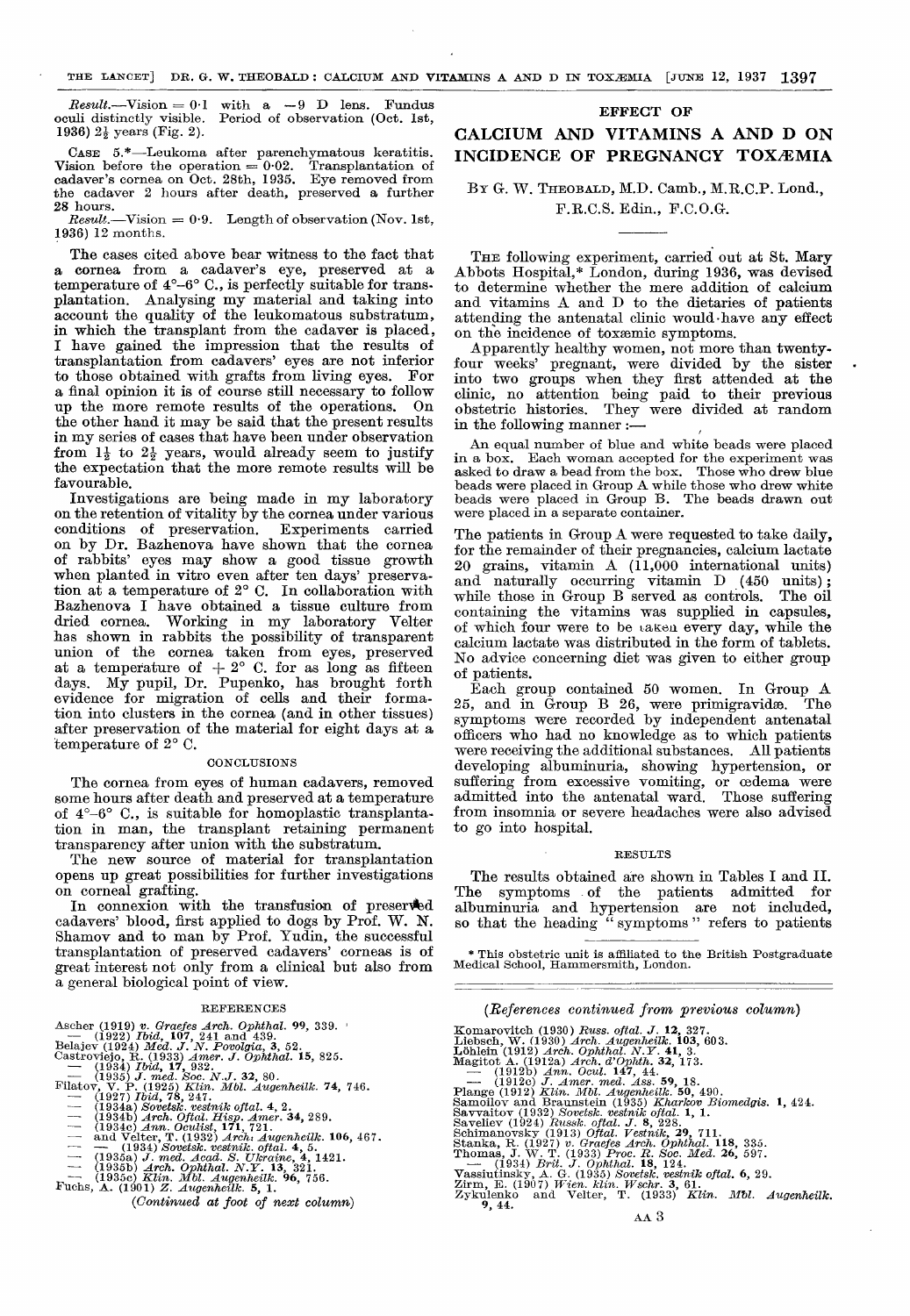*Result.*—Vision = 0·1 with a −9 D lens. Fundus oculi distinctly visible. Period of observation (Oct. 1st, 1936) 2½ years (Fig. 2).

CASE 5.*—Leukoma after parenchymatous keratitis. Vision before the operation = 0·02. Transplantation of cadaver's cornea on Oct. 28th, 1935. Eye removed from the cadaver 2 hours after death, preserved a further 28 hours.

*Result.*—Vision = 0·9. Length of observation (Nov. 1st, 1936) 12 months.

The cases cited above bear witness to the fact that a cornea from a cadaver's eye, preserved at a temperature of 4°–6° C., is perfectly suitable for transplantation. Analysing my material and taking into account the quality of the leukomatous substratum, in which the transplant from the cadaver is placed, I have gained the impression that the results of transplantation from cadavers' eyes are not inferior to those obtained with grafts from living eyes. For a final opinion it is of course still necessary to follow up the more remote results of the operations. On the other hand it may be said that the present results in my series of cases that have been under observation from 1½ to 2½ years, would already seem to justify the expectation that the more remote results will be favourable.

Investigations are being made in my laboratory on the retention of vitality by the cornea under various conditions of preservation. Experiments carried on by Dr. Bazhenova have shown that the cornea of rabbits' eyes may show a good tissue growth when planted in vitro even after ten days' preservation at a temperature of 2° C. In collaboration with Bazhenova I have obtained a tissue culture from dried cornea. Working in my laboratory Velter has shown in rabbits the possibility of transparent union of the cornea taken from eyes, preserved at a temperature of + 2° C. for as long as fifteen days. My pupil, Dr. Pupenko, has brought forth evidence for migration of cells and their formation into clusters in the cornea (and in other tissues) after preservation of the material for eight days at a temperature of 2° C.

## CONCLUSIONS

The cornea from eyes of human cadavers, removed some hours after death and preserved at a temperature of 4°–6° C., is suitable for homoplastic transplantation in man, the transplant retaining permanent transparency after union with the substratum.

The new source of material for transplantation opens up great possibilities for further investigations on corneal grafting.

In connexion with the transfusion of preserved cadavers' blood, first applied to dogs by Prof. W. N. Shamov and to man by Prof. Yudin, the successful transplantation of preserved cadavers' corneas is of great interest not only from a clinical but also from a general biological point of view.

## REFERENCES

Ascher (1919) *v. Graefes Arch. Ophthal.* **99**, 339.
— (1922) *Ibid*, **107**, 241 and 439.
Belajev (1924) *Med. J. N. Povolgia*, **3**, 52.
Castroviejo, R. (1933) *Amer. J. Ophthal.* **15**, 825.
— (1934) *Ibid*, **17**, 932.
— (1935) *J. med. Soc. N.J.* **32**, 80.
Filatov, V. P. (1925) *Klin. Mbl. Augenheilk.* **74**, 746.
— (1927) *Ibid*, **78**, 247.
— (1934a) *Sovetsk. vestnik oftal.* **4**, 2.
— (1934b) *Arch. Oftal. Hisp. Amer.* **34**, 289.
— (1934c) *Ann. Oculist*, **171**, 721.
— and Velter, T. (1932) *Arch. Augenheilk.* **106**, 467.
— — (1934) *Sovetsk. vestnik. oftal.* **4**, 5.
— (1935a) *J. med. Acad. S. Ukraine*, **4**, 1421.
— (1935b) *Arch. Ophthal. N.Y.* **13**, 321.
— (1935c) *Klin. Mbl. Augenheilk.* **96**, 756.
Fuchs, A. (1901) *Z. Augenheilk.* **5**, 1.
Komarovitch (1930) *Russ. oftal. J.* **12**, 327.
Liebsch, W. (1930) *Arch. Augenheilk.* **103**, 603.
Löhlein (1912) *Arch. Ophthal. N.Y.* **41**, 3.
Magitot, A. (1912a) *Arch. d'Ophth.* **32**, 173.
— (1912b) *Ann. Ocul.* **147**, 44.
— (1912c) *J. Amer. med. Ass.* **59**, 18.
Plange (1912) *Klin. Mbl. Augenheilk.* **50**, 490.
Samoilov and Braunstein (1935) *Kharkov Biomedgis.* **1**, 424.
Savvaitov (1932) *Sovetsk. vestnik oftal.* **1**, 1.
Saveliev (1924) *Russk. oftal. J.* **8**, 228.
Schimanovsky (1913) *Oftal. Vestnik*, **29**, 711.
Stanka, R. (1927) *v. Graefes Arch. Ophthal.* **118**, 335.
Thomas, J. W. T. (1933) *Proc. R. Soc. Med.* **26**, 597.
— (1934) *Brit. J. Ophthal.* **18**, 124.
Vassiutinsky, A. G. (1935) *Sovetsk. vestnik oftal.* **6**, 29.
Zirm, E. (1907) *Wien. klin. Wschr.* **3**, 61.
Zykulenko and Velter, T. (1933) *Klin. Mbl. Augenheilk.* **9**, 44.

# EFFECT OF CALCIUM AND VITAMINS A AND D ON INCIDENCE OF PREGNANCY TOXÆMIA

By G. W. THEOBALD, M.D. Camb., M.R.C.P. Lond., F.R.C.S. Edin., F.C.O.G.

THE following experiment, carried out at St. Mary Abbots Hospital,* London, during 1936, was devised to determine whether the mere addition of calcium and vitamins A and D to the dietaries of patients attending the antenatal clinic would have any effect on the incidence of toxæmic symptoms.

Apparently healthy women, not more than twenty-four weeks' pregnant, were divided by the sister into two groups when they first attended at the clinic, no attention being paid to their previous obstetric histories. They were divided at random in the following manner :—

An equal number of blue and white beads were placed in a box. Each woman accepted for the experiment was asked to draw a bead from the box. Those who drew blue beads were placed in Group A while those who drew white beads were placed in Group B. The beads drawn out were placed in a separate container.

The patients in Group A were requested to take daily, for the remainder of their pregnancies, calcium lactate 20 grains, vitamin A (11,000 international units) and naturally occurring vitamin D (450 units); while those in Group B served as controls. The oil containing the vitamins was supplied in capsules, of which four were to be taken every day, while the calcium lactate was distributed in the form of tablets. No advice concerning diet was given to either group of patients.

Each group contained 50 women. In Group A 25, and in Group B 26, were primigravidæ. The symptoms were recorded by independent antenatal officers who had no knowledge as to which patients were receiving the additional substances. All patients developing albuminuria, showing hypertension, or suffering from excessive vomiting, or œdema were admitted into the antenatal ward. Those suffering from insomnia or severe headaches were also advised to go into hospital.

## RESULTS

The results obtained are shown in Tables I and II. The symptoms of the patients admitted for albuminuria and hypertension are not included, so that the heading "symptoms" refers to patients

* This obstetric unit is affiliated to the British Postgraduate Medical School, Hammersmith, London.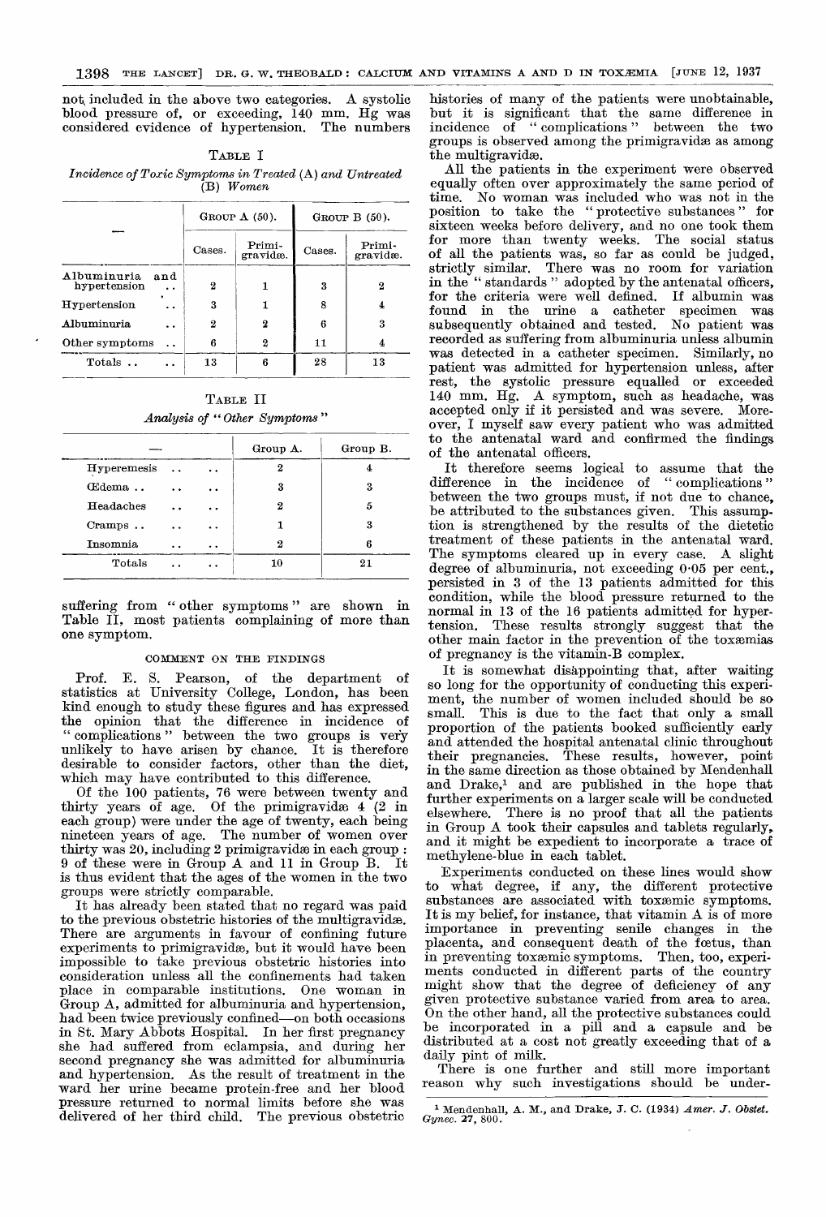not included in the above two categories. A systolic blood pressure of, or exceeding, 140 mm. Hg was considered evidence of hypertension. The numbers

TABLE I

*Incidence of Toxic Symptoms in Treated* (A) *and Untreated* (B) *Women*

| — | GROUP A (50). | | GROUP B (50). | |
|---|---|---|---|---|
| | Cases. | Primi-gravidæ. | Cases. | Primi-gravidæ. |
| Albuminuria and hypertension .. | 2 | 1 | 3 | 2 |
| Hypertension .. | 3 | 1 | 8 | 4 |
| Albuminuria .. | 2 | 2 | 6 | 3 |
| Other symptoms .. | 6 | 2 | 11 | 4 |
| Totals .. .. | 13 | 6 | 28 | 13 |

TABLE II

*Analysis of "Other Symptoms"*

| — | Group A. | Group B. |
|---|---|---|
| Hyperemesis .. .. | 2 | 4 |
| Œdema .. .. .. | 3 | 3 |
| Headaches .. .. | 2 | 5 |
| Cramps .. .. .. | 1 | 3 |
| Insomnia .. .. | 2 | 6 |
| Totals .. .. | 10 | 21 |

suffering from "other symptoms" are shown in Table II, most patients complaining of more than one symptom.

## COMMENT ON THE FINDINGS

Prof. E. S. Pearson, of the department of statistics at University College, London, has been kind enough to study these figures and has expressed the opinion that the difference in incidence of "complications" between the two groups is very unlikely to have arisen by chance. It is therefore desirable to consider factors, other than the diet, which may have contributed to this difference.

Of the 100 patients, 76 were between twenty and thirty years of age. Of the primigravidæ 4 (2 in each group) were under the age of twenty, each being nineteen years of age. The number of women over thirty was 20, including 2 primigravidæ in each group: 9 of these were in Group A and 11 in Group B. It is thus evident that the ages of the women in the two groups were strictly comparable.

It has already been stated that no regard was paid to the previous obstetric histories of the multigravidæ. There are arguments in favour of confining future experiments to primigravidæ, but it would have been impossible to take previous obstetric histories into consideration unless all the confinements had taken place in comparable institutions. One woman in Group A, admitted for albuminuria and hypertension, had been twice previously confined—on both occasions in St. Mary Abbots Hospital. In her first pregnancy she had suffered from eclampsia, and during her second pregnancy she was admitted for albuminuria and hypertension. As the result of treatment in the ward her urine became protein-free and her blood pressure returned to normal limits before she was delivered of her third child. The previous obstetric histories of many of the patients were unobtainable, but it is significant that the same difference in incidence of "complications" between the two groups is observed among the primigravidæ as among the multigravidæ.

All the patients in the experiment were observed equally often over approximately the same period of time. No woman was included who was not in the position to take the "protective substances" for sixteen weeks before delivery, and no one took them for more than twenty weeks. The social status of all the patients was, so far as could be judged, strictly similar. There was no room for variation in the "standards" adopted by the antenatal officers, for the criteria were well defined. If albumin was found in the urine a catheter specimen was subsequently obtained and tested. No patient was recorded as suffering from albuminuria unless albumin was detected in a catheter specimen. Similarly, no patient was admitted for hypertension unless, after rest, the systolic pressure equalled or exceeded 140 mm. Hg. A symptom, such as headache, was accepted only if it persisted and was severe. Moreover, I myself saw every patient who was admitted to the antenatal ward and confirmed the findings of the antenatal officers.

It therefore seems logical to assume that the difference in the incidence of "complications" between the two groups must, if not due to chance, be attributed to the substances given. This assumption is strengthened by the results of the dietetic treatment of these patients in the antenatal ward. The symptoms cleared up in every case. A slight degree of albuminuria, not exceeding 0·05 per cent., persisted in 3 of the 13 patients admitted for this condition, while the blood pressure returned to the normal in 13 of the 16 patients admitted for hypertension. These results strongly suggest that the other main factor in the prevention of the toxæmias of pregnancy is the vitamin-B complex.

It is somewhat disappointing that, after waiting so long for the opportunity of conducting this experiment, the number of women included should be so small. This is due to the fact that only a small proportion of the patients booked sufficiently early and attended the hospital antenatal clinic throughout their pregnancies. These results, however, point in the same direction as those obtained by Mendenhall and Drake,[1] and are published in the hope that further experiments on a larger scale will be conducted elsewhere. There is no proof that all the patients in Group A took their capsules and tablets regularly, and it might be expedient to incorporate a trace of methylene-blue in each tablet.

Experiments conducted on these lines would show to what degree, if any, the different protective substances are associated with toxæmic symptoms. It is my belief, for instance, that vitamin A is of more importance in preventing senile changes in the placenta, and consequent death of the fœtus, than in preventing toxæmic symptoms. Then, too, experiments conducted in different parts of the country might show that the degree of deficiency of any given protective substance varied from area to area. On the other hand, all the protective substances could be incorporated in a pill and a capsule and be distributed at a cost not greatly exceeding that of a daily pint of milk.

There is one further and still more important reason why such investigations should be under-

[1] Mendenhall, A. M., and Drake, J. C. (1934) *Amer. J. Obstet. Gynec.* 27, 800.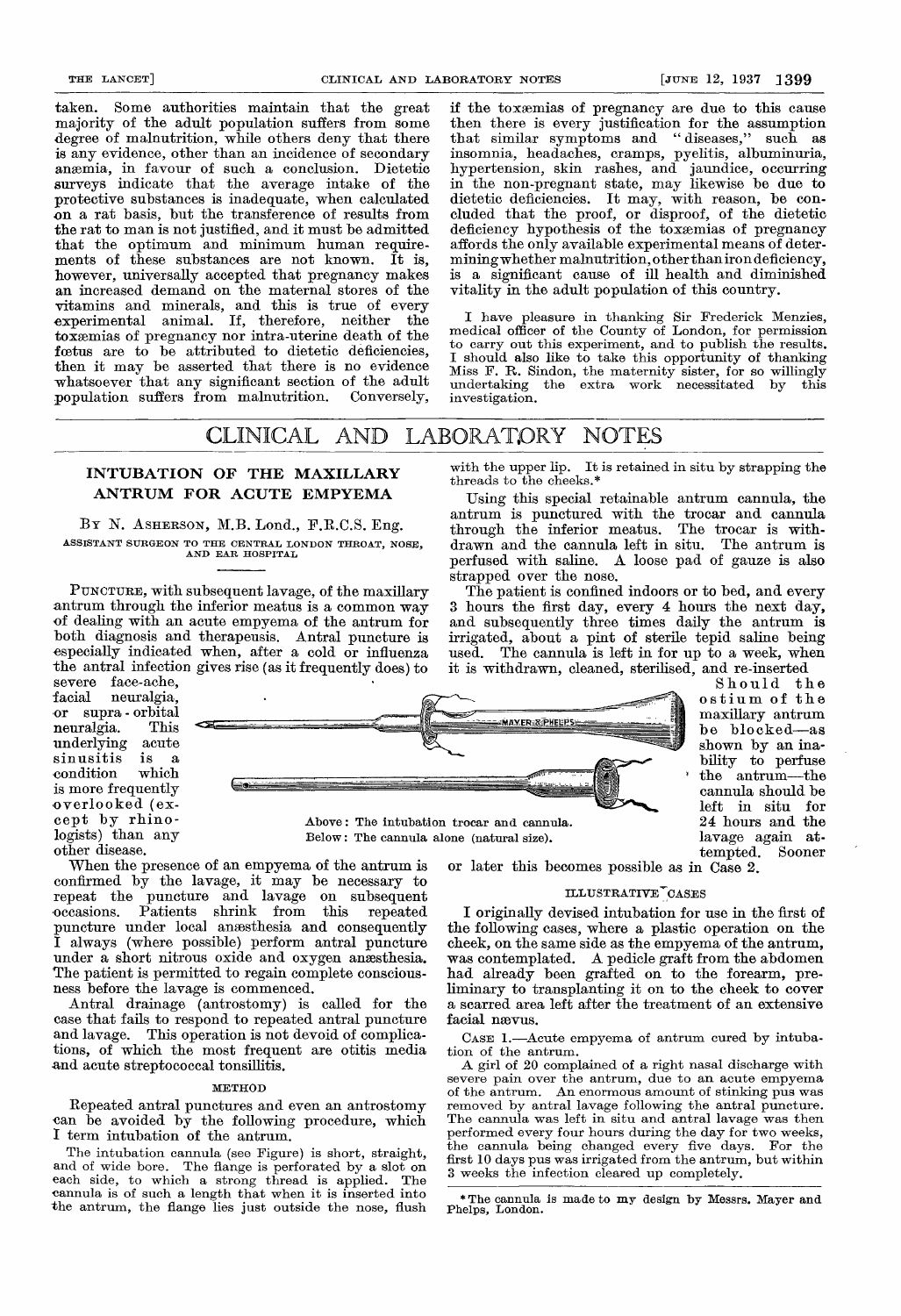taken. Some authorities maintain that the great majority of the adult population suffers from some degree of malnutrition, while others deny that there is any evidence, other than an incidence of secondary anæmia, in favour of such a conclusion. Dietetic surveys indicate that the average intake of the protective substances is inadequate, when calculated on a rat basis, but the transference of results from the rat to man is not justified, and it must be admitted that the optimum and minimum human requirements of these substances are not known. It is, however, universally accepted that pregnancy makes an increased demand on the maternal stores of the vitamins and minerals, and this is true of every experimental animal. If, therefore, neither the toxæmias of pregnancy nor intra-uterine death of the fœtus are to be attributed to dietetic deficiencies, then it may be asserted that there is no evidence whatsoever that any significant section of the adult population suffers from malnutrition. Conversely, if the toxæmias of pregnancy are due to this cause then there is every justification for the assumption that similar symptoms and "diseases," such as insomnia, headaches, cramps, pyelitis, albuminuria, hypertension, skin rashes, and jaundice, occurring in the non-pregnant state, may likewise be due to dietetic deficiencies. It may, with reason, be concluded that the proof, or disproof, of the dietetic deficiency hypothesis of the toxæmias of pregnancy affords the only available experimental means of determining whether malnutrition, other than iron deficiency, is a significant cause of ill health and diminished vitality in the adult population of this country.

I have pleasure in thanking Sir Frederick Menzies, medical officer of the County of London, for permission to carry out this experiment, and to publish the results. I should also like to take this opportunity of thanking Miss F. R. Sindon, the maternity sister, for so willingly undertaking the extra work necessitated by this investigation.

# CLINICAL AND LABORATORY NOTES

## INTUBATION OF THE MAXILLARY ANTRUM FOR ACUTE EMPYEMA

By N. Asherson, M.B. Lond., F.R.C.S. Eng.

ASSISTANT SURGEON TO THE CENTRAL LONDON THROAT, NOSE, AND EAR HOSPITAL

Puncture, with subsequent lavage, of the maxillary antrum through the inferior meatus is a common way of dealing with an acute empyema of the antrum for both diagnosis and therapeusis. Antral puncture is especially indicated when, after a cold or influenza the antral infection gives rise (as it frequently does) to severe face-ache, facial neuralgia, or supra-orbital neuralgia. This underlying acute sinusitis is a condition which is more frequently overlooked (except by rhinologists) than any other disease.

When the presence of an empyema of the antrum is confirmed by the lavage, it may be necessary to repeat the puncture and lavage on subsequent occasions. Patients shrink from this repeated puncture under local anæsthesia and consequently I always (where possible) perform antral puncture under a short nitrous oxide and oxygen anæsthesia. The patient is permitted to regain complete consciousness before the lavage is commenced.

Antral drainage (antrostomy) is called for the case that fails to respond to repeated antral puncture and lavage. This operation is not devoid of complications, of which the most frequent are otitis media and acute streptococcal tonsillitis.

### METHOD

Repeated antral punctures and even an antrostomy can be avoided by the following procedure, which I term intubation of the antrum.

The intubation cannula (see Figure) is short, straight, and of wide bore. The flange is perforated by a slot on each side, to which a strong thread is applied. The cannula is of such a length that when it is inserted into the antrum, the flange lies just outside the nose, flush with the upper lip. It is retained in situ by strapping the threads to the cheeks.*

Above: The intubation trocar and cannula.
Below: The cannula alone (natural size).

Using this special retainable antrum cannula, the antrum is punctured with the trocar and cannula through the inferior meatus. The trocar is withdrawn and the cannula left in situ. The antrum is perfused with saline. A loose pad of gauze is also strapped over the nose.

The patient is confined indoors or to bed, and every 3 hours the first day, every 4 hours the next day, and subsequently three times daily the antrum is irrigated, about a pint of sterile tepid saline being used. The cannula is left in for up to a week, when it is withdrawn, cleaned, sterilised, and re-inserted. Should the ostium of the maxillary antrum be blocked—as shown by an inability to perfuse the antrum—the cannula should be left in situ for 24 hours and the lavage again attempted. Sooner or later this becomes possible as in Case 2.

### ILLUSTRATIVE CASES

I originally devised intubation for use in the first of the following cases, where a plastic operation on the cheek, on the same side as the empyema of the antrum, was contemplated. A pedicle graft from the abdomen had already been grafted on to the forearm, preliminary to transplanting it on to the cheek to cover a scarred area left after the treatment of an extensive facial nævus.

Case 1.—Acute empyema of antrum cured by intubation of the antrum.

A girl of 20 complained of a right nasal discharge with severe pain over the antrum, due to an acute empyema of the antrum. An enormous amount of stinking pus was removed by antral lavage following the antral puncture. The cannula was left in situ and antral lavage was then performed every four hours during the day for two weeks, the cannula being changed every five days. For the first 10 days pus was irrigated from the antrum, but within 3 weeks the infection cleared up completely.

* The cannula is made to my design by Messrs. Mayer and Phelps, London.